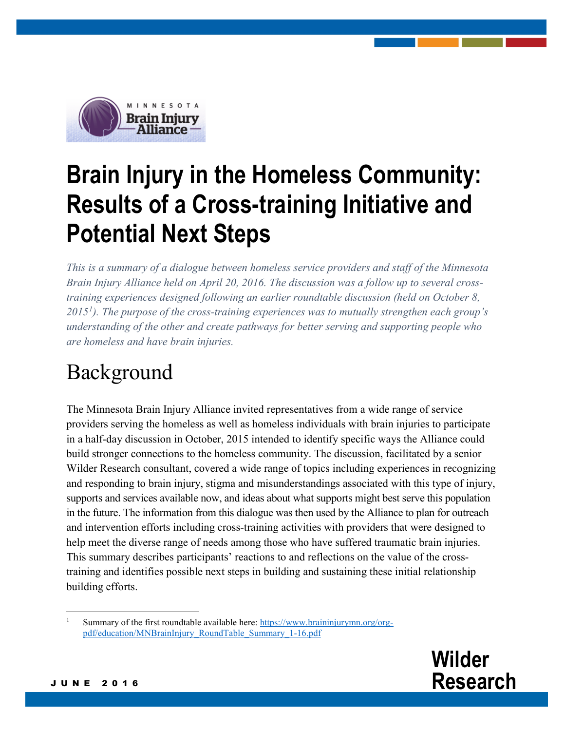# Brain Injury in the Homeless Community: Results of a Cross-training Initiative and Potential Next Steps

*This is a summary of a dialogue between homeless service providers and staff of the Minnesota Brain Injury Alliance held on April 20, 2016. The discussion was a follow up to several cross-training experiences designed following an earlier roundtable discussion (held on October 8, 2015[1]). The purpose of the cross-training experiences was to mutually strengthen each group's understanding of the other and create pathways for better serving and supporting people who are homeless and have brain injuries.*

## Background

The Minnesota Brain Injury Alliance invited representatives from a wide range of service providers serving the homeless as well as homeless individuals with brain injuries to participate in a half-day discussion in October, 2015 intended to identify specific ways the Alliance could build stronger connections to the homeless community. The discussion, facilitated by a senior Wilder Research consultant, covered a wide range of topics including experiences in recognizing and responding to brain injury, stigma and misunderstandings associated with this type of injury, supports and services available now, and ideas about what supports might best serve this population in the future. The information from this dialogue was then used by the Alliance to plan for outreach and intervention efforts including cross-training activities with providers that were designed to help meet the diverse range of needs among those who have suffered traumatic brain injuries. This summary describes participants' reactions to and reflections on the value of the cross-training and identifies possible next steps in building and sustaining these initial relationship building efforts.

[1] Summary of the first roundtable available here: https://www.braininjurymn.org/org-pdf/education/MNBrainInjury_RoundTable_Summary_1-16.pdf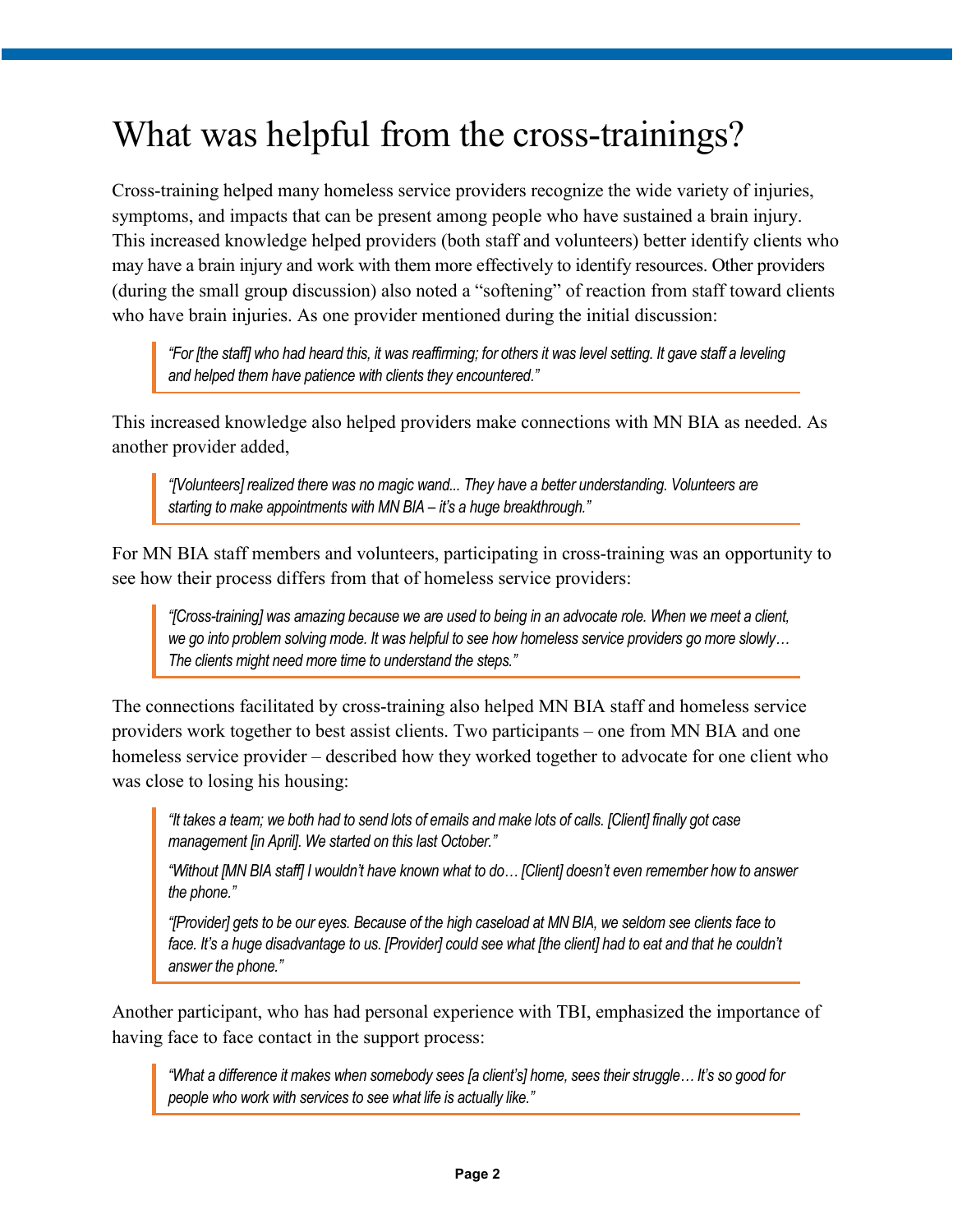# What was helpful from the cross-trainings?

Cross-training helped many homeless service providers recognize the wide variety of injuries, symptoms, and impacts that can be present among people who have sustained a brain injury. This increased knowledge helped providers (both staff and volunteers) better identify clients who may have a brain injury and work with them more effectively to identify resources. Other providers (during the small group discussion) also noted a "softening" of reaction from staff toward clients who have brain injuries. As one provider mentioned during the initial discussion:

> *"For [the staff] who had heard this, it was reaffirming; for others it was level setting. It gave staff a leveling and helped them have patience with clients they encountered."*

This increased knowledge also helped providers make connections with MN BIA as needed. As another provider added,

> *"[Volunteers] realized there was no magic wand... They have a better understanding. Volunteers are starting to make appointments with MN BIA – it's a huge breakthrough."*

For MN BIA staff members and volunteers, participating in cross-training was an opportunity to see how their process differs from that of homeless service providers:

> *"[Cross-training] was amazing because we are used to being in an advocate role. When we meet a client, we go into problem solving mode. It was helpful to see how homeless service providers go more slowly… The clients might need more time to understand the steps."*

The connections facilitated by cross-training also helped MN BIA staff and homeless service providers work together to best assist clients. Two participants – one from MN BIA and one homeless service provider – described how they worked together to advocate for one client who was close to losing his housing:

> *"It takes a team; we both had to send lots of emails and make lots of calls. [Client] finally got case management [in April]. We started on this last October."*
>
> *"Without [MN BIA staff] I wouldn't have known what to do… [Client] doesn't even remember how to answer the phone."*
>
> *"[Provider] gets to be our eyes. Because of the high caseload at MN BIA, we seldom see clients face to face. It's a huge disadvantage to us. [Provider] could see what [the client] had to eat and that he couldn't answer the phone."*

Another participant, who has had personal experience with TBI, emphasized the importance of having face to face contact in the support process:

> *"What a difference it makes when somebody sees [a client's] home, sees their struggle… It's so good for people who work with services to see what life is actually like."*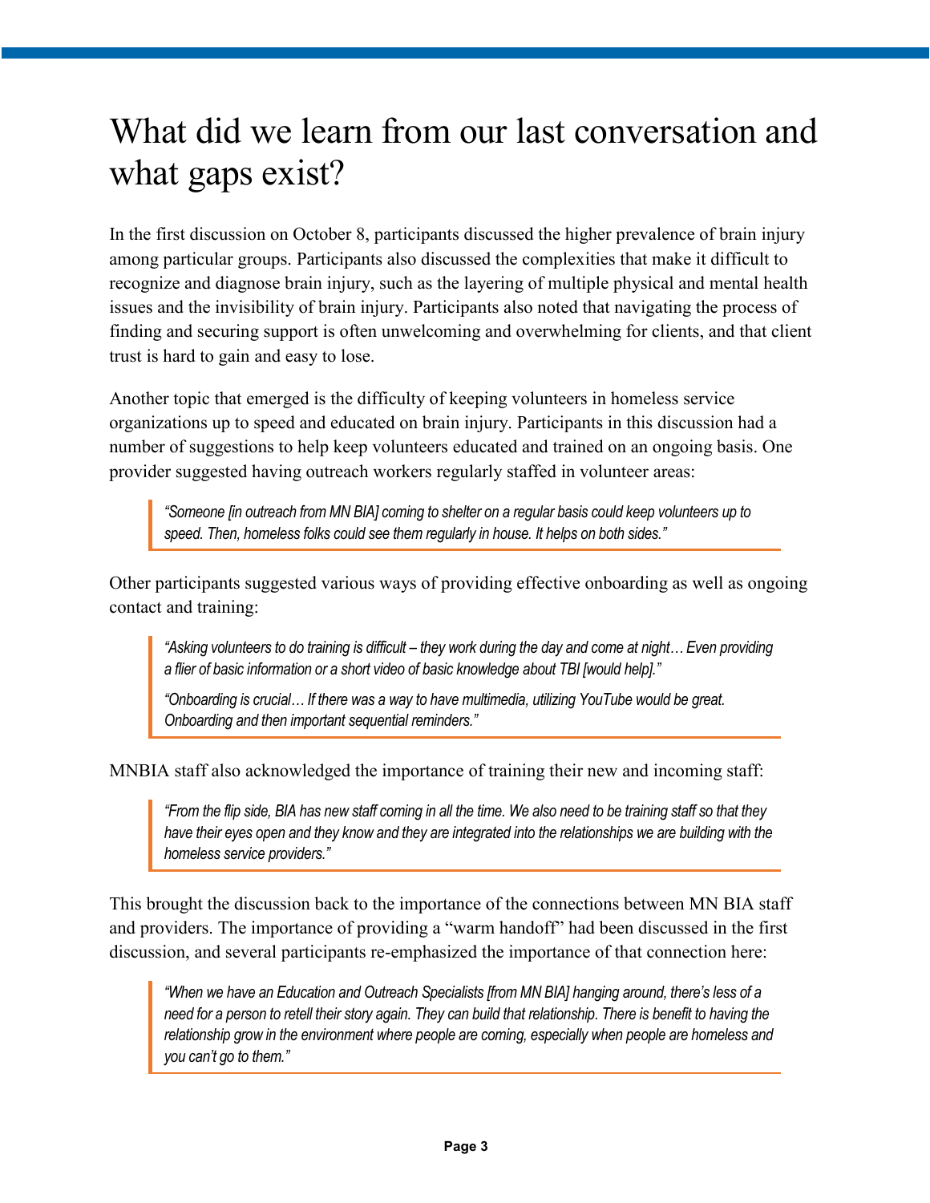# What did we learn from our last conversation and what gaps exist?

In the first discussion on October 8, participants discussed the higher prevalence of brain injury among particular groups. Participants also discussed the complexities that make it difficult to recognize and diagnose brain injury, such as the layering of multiple physical and mental health issues and the invisibility of brain injury. Participants also noted that navigating the process of finding and securing support is often unwelcoming and overwhelming for clients, and that client trust is hard to gain and easy to lose.

Another topic that emerged is the difficulty of keeping volunteers in homeless service organizations up to speed and educated on brain injury. Participants in this discussion had a number of suggestions to help keep volunteers educated and trained on an ongoing basis. One provider suggested having outreach workers regularly staffed in volunteer areas:

> *"Someone [in outreach from MN BIA] coming to shelter on a regular basis could keep volunteers up to speed. Then, homeless folks could see them regularly in house. It helps on both sides."*

Other participants suggested various ways of providing effective onboarding as well as ongoing contact and training:

> *"Asking volunteers to do training is difficult – they work during the day and come at night… Even providing a flier of basic information or a short video of basic knowledge about TBI [would help]."*
>
> *"Onboarding is crucial… If there was a way to have multimedia, utilizing YouTube would be great. Onboarding and then important sequential reminders."*

MNBIA staff also acknowledged the importance of training their new and incoming staff:

> *"From the flip side, BIA has new staff coming in all the time. We also need to be training staff so that they have their eyes open and they know and they are integrated into the relationships we are building with the homeless service providers."*

This brought the discussion back to the importance of the connections between MN BIA staff and providers. The importance of providing a "warm handoff" had been discussed in the first discussion, and several participants re-emphasized the importance of that connection here:

> *"When we have an Education and Outreach Specialists [from MN BIA] hanging around, there's less of a need for a person to retell their story again. They can build that relationship. There is benefit to having the relationship grow in the environment where people are coming, especially when people are homeless and you can't go to them."*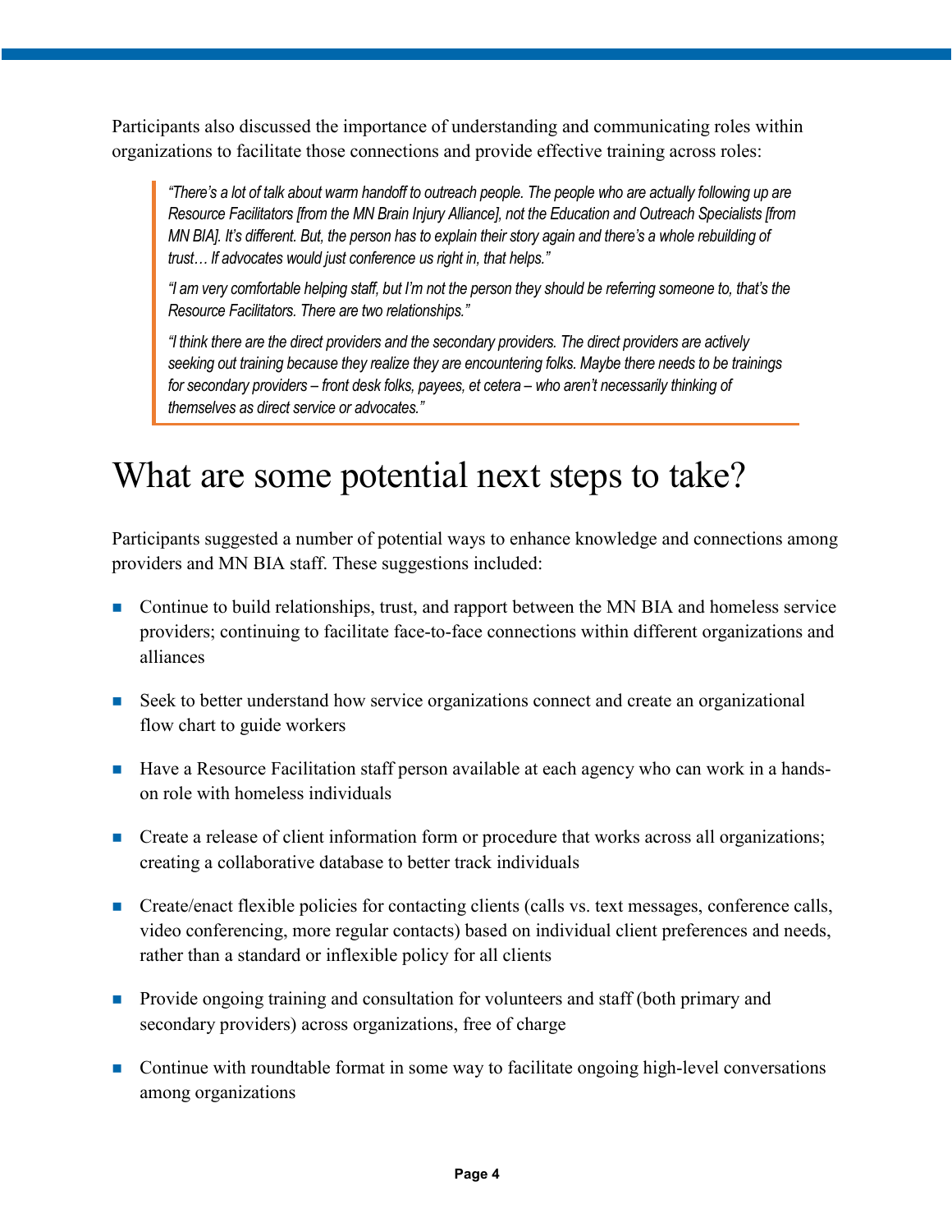Participants also discussed the importance of understanding and communicating roles within organizations to facilitate those connections and provide effective training across roles:

> *"There's a lot of talk about warm handoff to outreach people. The people who are actually following up are Resource Facilitators [from the MN Brain Injury Alliance], not the Education and Outreach Specialists [from MN BIA]. It's different. But, the person has to explain their story again and there's a whole rebuilding of trust… If advocates would just conference us right in, that helps."*
>
> *"I am very comfortable helping staff, but I'm not the person they should be referring someone to, that's the Resource Facilitators. There are two relationships."*
>
> *"I think there are the direct providers and the secondary providers. The direct providers are actively seeking out training because they realize they are encountering folks. Maybe there needs to be trainings for secondary providers – front desk folks, payees, et cetera – who aren't necessarily thinking of themselves as direct service or advocates."*

# What are some potential next steps to take?

Participants suggested a number of potential ways to enhance knowledge and connections among providers and MN BIA staff. These suggestions included:

- Continue to build relationships, trust, and rapport between the MN BIA and homeless service providers; continuing to facilitate face-to-face connections within different organizations and alliances
- Seek to better understand how service organizations connect and create an organizational flow chart to guide workers
- Have a Resource Facilitation staff person available at each agency who can work in a hands-on role with homeless individuals
- Create a release of client information form or procedure that works across all organizations; creating a collaborative database to better track individuals
- Create/enact flexible policies for contacting clients (calls vs. text messages, conference calls, video conferencing, more regular contacts) based on individual client preferences and needs, rather than a standard or inflexible policy for all clients
- Provide ongoing training and consultation for volunteers and staff (both primary and secondary providers) across organizations, free of charge
- Continue with roundtable format in some way to facilitate ongoing high-level conversations among organizations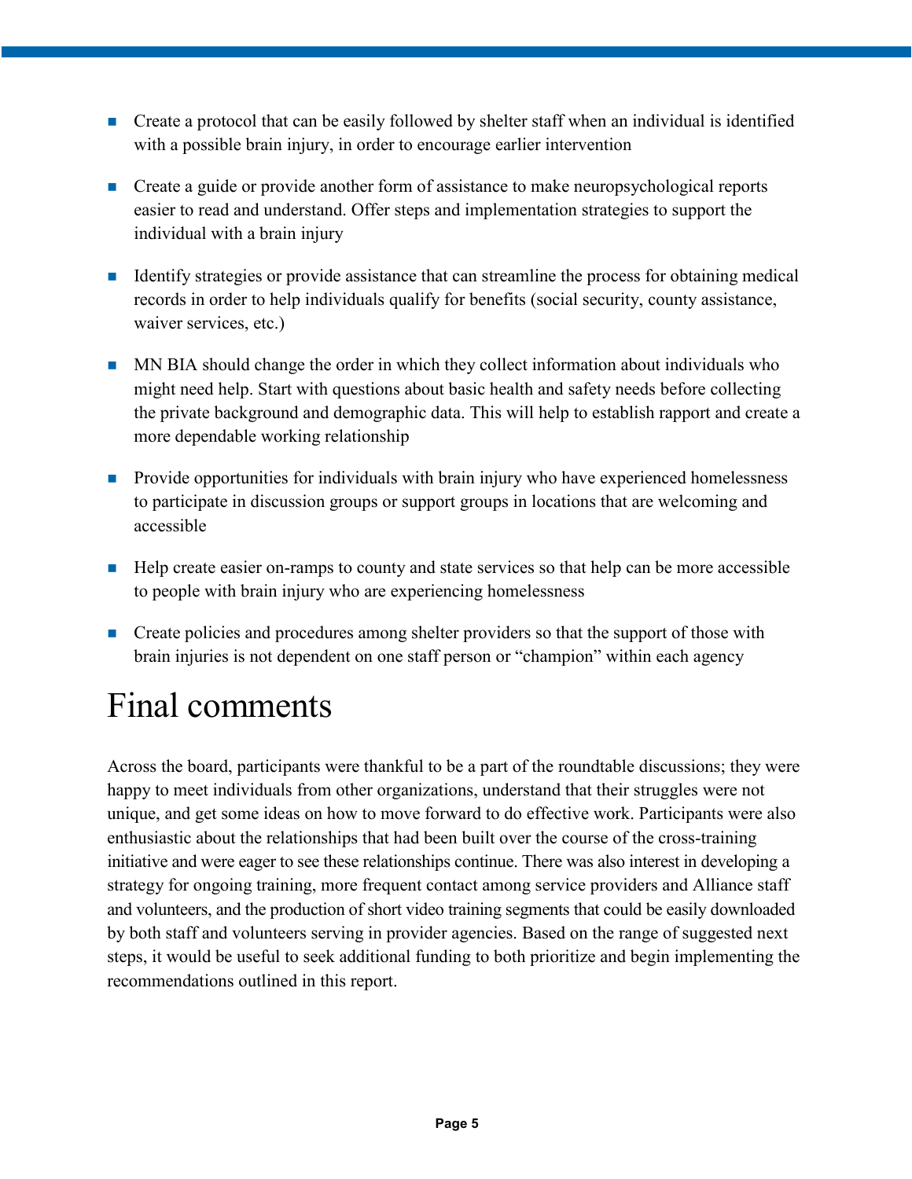- Create a protocol that can be easily followed by shelter staff when an individual is identified with a possible brain injury, in order to encourage earlier intervention
- Create a guide or provide another form of assistance to make neuropsychological reports easier to read and understand. Offer steps and implementation strategies to support the individual with a brain injury
- Identify strategies or provide assistance that can streamline the process for obtaining medical records in order to help individuals qualify for benefits (social security, county assistance, waiver services, etc.)
- MN BIA should change the order in which they collect information about individuals who might need help. Start with questions about basic health and safety needs before collecting the private background and demographic data. This will help to establish rapport and create a more dependable working relationship
- Provide opportunities for individuals with brain injury who have experienced homelessness to participate in discussion groups or support groups in locations that are welcoming and accessible
- Help create easier on-ramps to county and state services so that help can be more accessible to people with brain injury who are experiencing homelessness
- Create policies and procedures among shelter providers so that the support of those with brain injuries is not dependent on one staff person or "champion" within each agency

# Final comments

Across the board, participants were thankful to be a part of the roundtable discussions; they were happy to meet individuals from other organizations, understand that their struggles were not unique, and get some ideas on how to move forward to do effective work. Participants were also enthusiastic about the relationships that had been built over the course of the cross-training initiative and were eager to see these relationships continue. There was also interest in developing a strategy for ongoing training, more frequent contact among service providers and Alliance staff and volunteers, and the production of short video training segments that could be easily downloaded by both staff and volunteers serving in provider agencies. Based on the range of suggested next steps, it would be useful to seek additional funding to both prioritize and begin implementing the recommendations outlined in this report.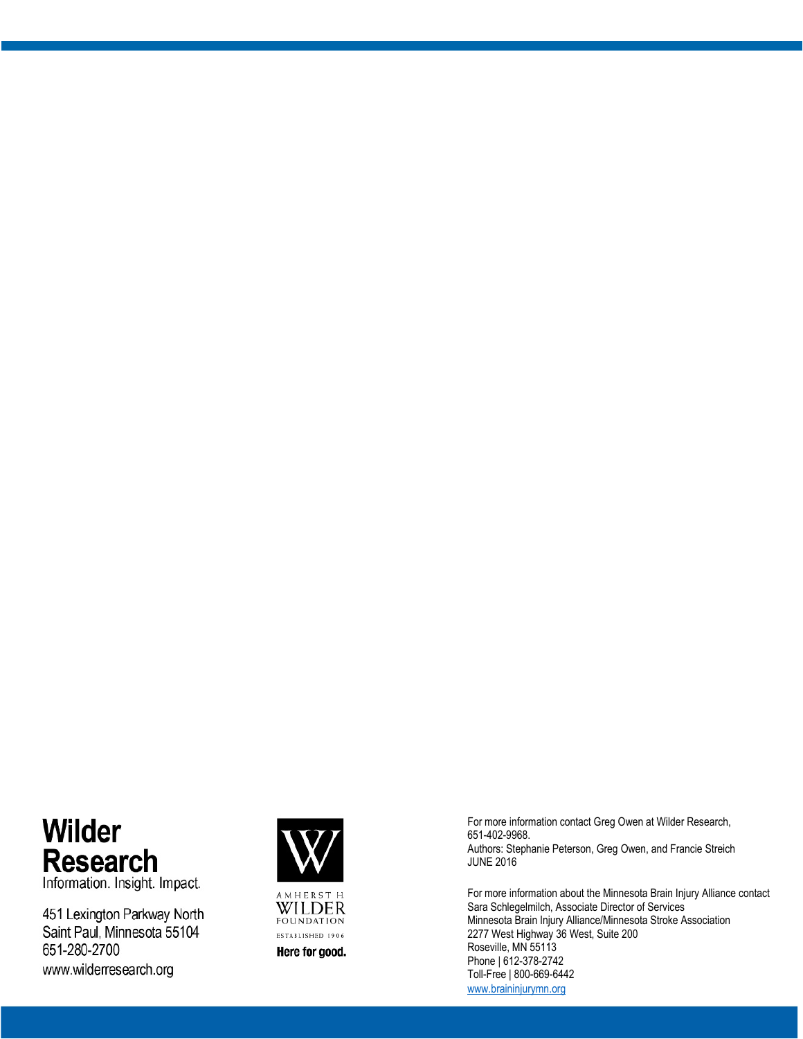**Wilder Research**

Information. Insight. Impact.

451 Lexington Parkway North
Saint Paul, Minnesota 55104
651-280-2700
www.wilderresearch.org

AMHERST H. WILDER FOUNDATION
ESTABLISHED 1906

**Here for good.**

For more information contact Greg Owen at Wilder Research, 651-402-9968.
Authors: Stephanie Peterson, Greg Owen, and Francie Streich
JUNE 2016

For more information about the Minnesota Brain Injury Alliance contact
Sara Schlegelmilch, Associate Director of Services
Minnesota Brain Injury Alliance/Minnesota Stroke Association
2277 West Highway 36 West, Suite 200
Roseville, MN 55113
Phone | 612-378-2742
Toll-Free | 800-669-6442
www.braininjurymn.org